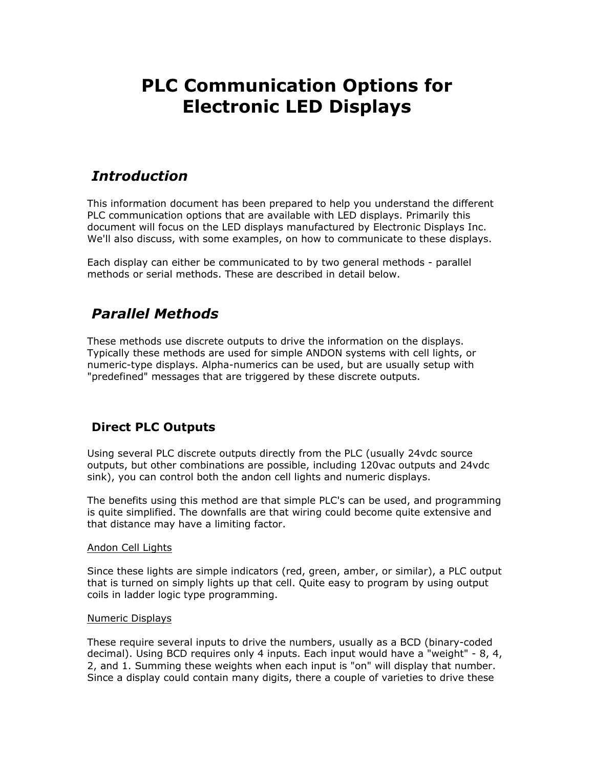# PLC Communication Options for Electronic LED Displays

## *Introduction*

This information document has been prepared to help you understand the different PLC communication options that are available with LED displays. Primarily this document will focus on the LED displays manufactured by Electronic Displays Inc. We'll also discuss, with some examples, on how to communicate to these displays.

Each display can either be communicated to by two general methods - parallel methods or serial methods. These are described in detail below.

## *Parallel Methods*

These methods use discrete outputs to drive the information on the displays. Typically these methods are used for simple ANDON systems with cell lights, or numeric-type displays. Alpha-numerics can be used, but are usually setup with "predefined" messages that are triggered by these discrete outputs.

### Direct PLC Outputs

Using several PLC discrete outputs directly from the PLC (usually 24vdc source outputs, but other combinations are possible, including 120vac outputs and 24vdc sink), you can control both the andon cell lights and numeric displays.

The benefits using this method are that simple PLC's can be used, and programming is quite simplified. The downfalls are that wiring could become quite extensive and that distance may have a limiting factor.

<u>Andon Cell Lights</u>

Since these lights are simple indicators (red, green, amber, or similar), a PLC output that is turned on simply lights up that cell. Quite easy to program by using output coils in ladder logic type programming.

<u>Numeric Displays</u>

These require several inputs to drive the numbers, usually as a BCD (binary-coded decimal). Using BCD requires only 4 inputs. Each input would have a "weight" - 8, 4, 2, and 1. Summing these weights when each input is "on" will display that number. Since a display could contain many digits, there a couple of varieties to drive these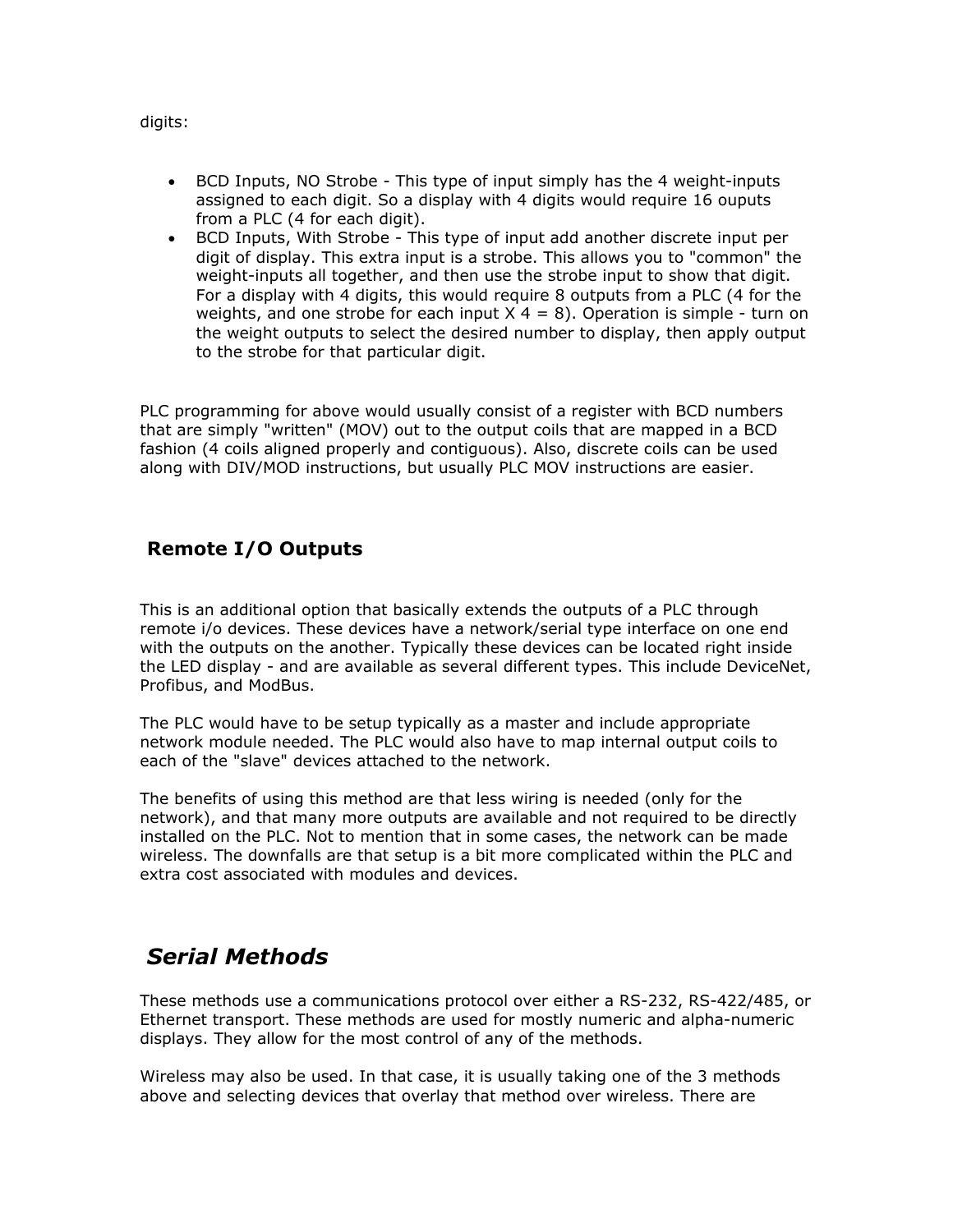digits:

- BCD Inputs, NO Strobe - This type of input simply has the 4 weight-inputs assigned to each digit. So a display with 4 digits would require 16 ouputs from a PLC (4 for each digit).
- BCD Inputs, With Strobe - This type of input add another discrete input per digit of display. This extra input is a strobe. This allows you to "common" the weight-inputs all together, and then use the strobe input to show that digit. For a display with 4 digits, this would require 8 outputs from a PLC (4 for the weights, and one strobe for each input X 4 = 8). Operation is simple - turn on the weight outputs to select the desired number to display, then apply output to the strobe for that particular digit.

PLC programming for above would usually consist of a register with BCD numbers that are simply "written" (MOV) out to the output coils that are mapped in a BCD fashion (4 coils aligned properly and contiguous). Also, discrete coils can be used along with DIV/MOD instructions, but usually PLC MOV instructions are easier.

### Remote I/O Outputs

This is an additional option that basically extends the outputs of a PLC through remote i/o devices. These devices have a network/serial type interface on one end with the outputs on the another. Typically these devices can be located right inside the LED display - and are available as several different types. This include DeviceNet, Profibus, and ModBus.

The PLC would have to be setup typically as a master and include appropriate network module needed. The PLC would also have to map internal output coils to each of the "slave" devices attached to the network.

The benefits of using this method are that less wiring is needed (only for the network), and that many more outputs are available and not required to be directly installed on the PLC. Not to mention that in some cases, the network can be made wireless. The downfalls are that setup is a bit more complicated within the PLC and extra cost associated with modules and devices.

## *Serial Methods*

These methods use a communications protocol over either a RS-232, RS-422/485, or Ethernet transport. These methods are used for mostly numeric and alpha-numeric displays. They allow for the most control of any of the methods.

Wireless may also be used. In that case, it is usually taking one of the 3 methods above and selecting devices that overlay that method over wireless. There are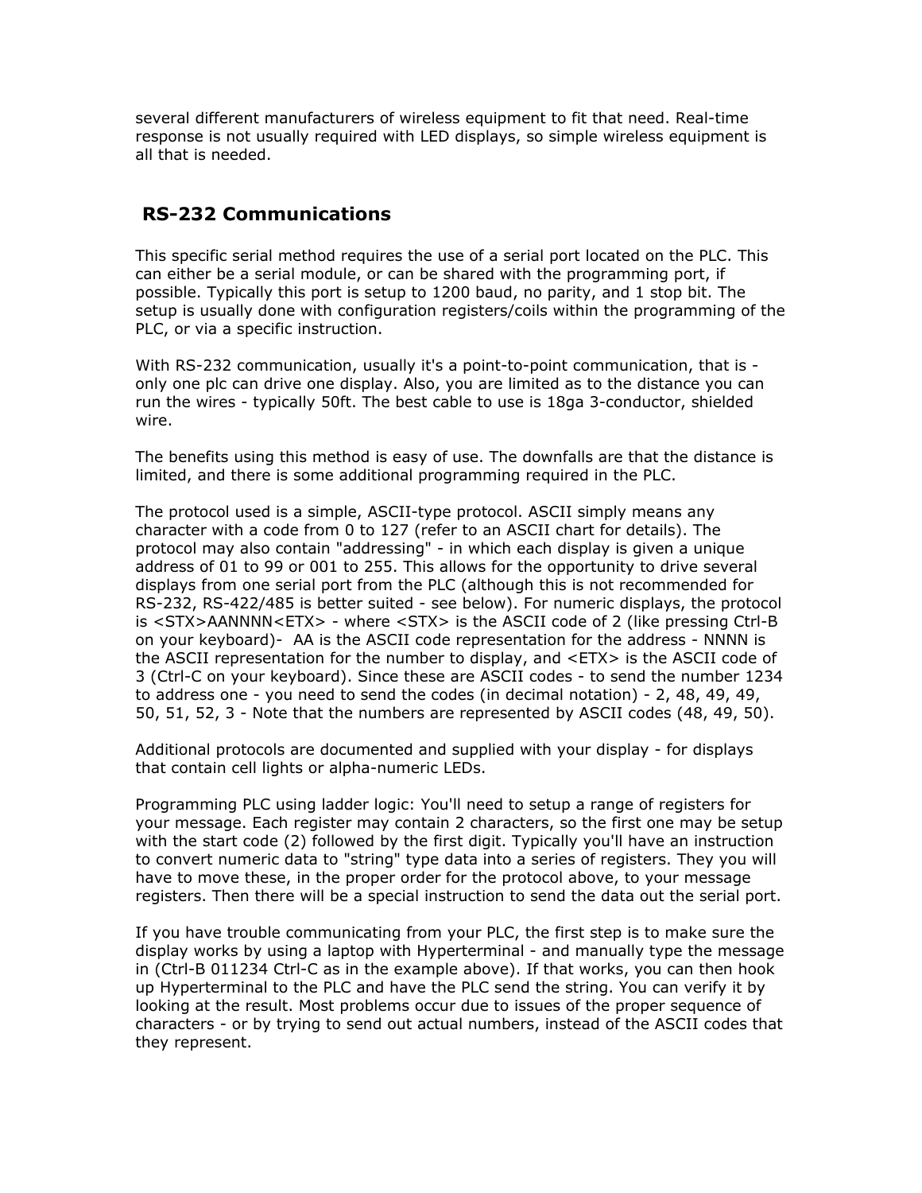several different manufacturers of wireless equipment to fit that need. Real-time response is not usually required with LED displays, so simple wireless equipment is all that is needed.

## RS-232 Communications

This specific serial method requires the use of a serial port located on the PLC. This can either be a serial module, or can be shared with the programming port, if possible. Typically this port is setup to 1200 baud, no parity, and 1 stop bit. The setup is usually done with configuration registers/coils within the programming of the PLC, or via a specific instruction.

With RS-232 communication, usually it's a point-to-point communication, that is - only one plc can drive one display. Also, you are limited as to the distance you can run the wires - typically 50ft. The best cable to use is 18ga 3-conductor, shielded wire.

The benefits using this method is easy of use. The downfalls are that the distance is limited, and there is some additional programming required in the PLC.

The protocol used is a simple, ASCII-type protocol. ASCII simply means any character with a code from 0 to 127 (refer to an ASCII chart for details). The protocol may also contain "addressing" - in which each display is given a unique address of 01 to 99 or 001 to 255. This allows for the opportunity to drive several displays from one serial port from the PLC (although this is not recommended for RS-232, RS-422/485 is better suited - see below). For numeric displays, the protocol is <STX>AANNNN<ETX> - where <STX> is the ASCII code of 2 (like pressing Ctrl-B on your keyboard)-  AA is the ASCII code representation for the address - NNNN is the ASCII representation for the number to display, and <ETX> is the ASCII code of 3 (Ctrl-C on your keyboard). Since these are ASCII codes - to send the number 1234 to address one - you need to send the codes (in decimal notation) - 2, 48, 49, 49, 50, 51, 52, 3 - Note that the numbers are represented by ASCII codes (48, 49, 50).

Additional protocols are documented and supplied with your display - for displays that contain cell lights or alpha-numeric LEDs.

Programming PLC using ladder logic: You'll need to setup a range of registers for your message. Each register may contain 2 characters, so the first one may be setup with the start code (2) followed by the first digit. Typically you'll have an instruction to convert numeric data to "string" type data into a series of registers. They you will have to move these, in the proper order for the protocol above, to your message registers. Then there will be a special instruction to send the data out the serial port.

If you have trouble communicating from your PLC, the first step is to make sure the display works by using a laptop with Hyperterminal - and manually type the message in (Ctrl-B 011234 Ctrl-C as in the example above). If that works, you can then hook up Hyperterminal to the PLC and have the PLC send the string. You can verify it by looking at the result. Most problems occur due to issues of the proper sequence of characters - or by trying to send out actual numbers, instead of the ASCII codes that they represent.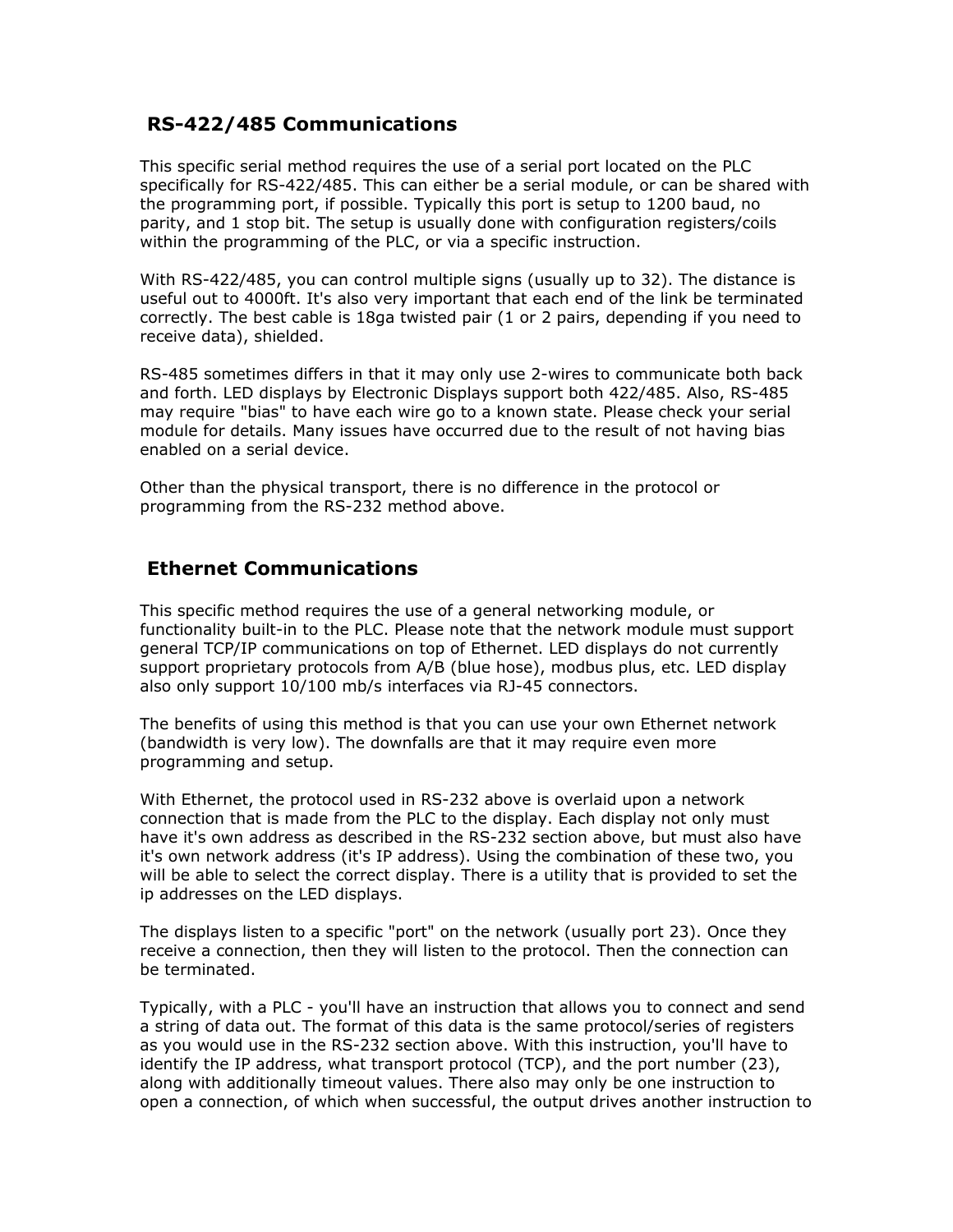## RS-422/485 Communications

This specific serial method requires the use of a serial port located on the PLC specifically for RS-422/485. This can either be a serial module, or can be shared with the programming port, if possible. Typically this port is setup to 1200 baud, no parity, and 1 stop bit. The setup is usually done with configuration registers/coils within the programming of the PLC, or via a specific instruction.

With RS-422/485, you can control multiple signs (usually up to 32). The distance is useful out to 4000ft. It's also very important that each end of the link be terminated correctly. The best cable is 18ga twisted pair (1 or 2 pairs, depending if you need to receive data), shielded.

RS-485 sometimes differs in that it may only use 2-wires to communicate both back and forth. LED displays by Electronic Displays support both 422/485. Also, RS-485 may require "bias" to have each wire go to a known state. Please check your serial module for details. Many issues have occurred due to the result of not having bias enabled on a serial device.

Other than the physical transport, there is no difference in the protocol or programming from the RS-232 method above.

## Ethernet Communications

This specific method requires the use of a general networking module, or functionality built-in to the PLC. Please note that the network module must support general TCP/IP communications on top of Ethernet. LED displays do not currently support proprietary protocols from A/B (blue hose), modbus plus, etc. LED display also only support 10/100 mb/s interfaces via RJ-45 connectors.

The benefits of using this method is that you can use your own Ethernet network (bandwidth is very low). The downfalls are that it may require even more programming and setup.

With Ethernet, the protocol used in RS-232 above is overlaid upon a network connection that is made from the PLC to the display. Each display not only must have it's own address as described in the RS-232 section above, but must also have it's own network address (it's IP address). Using the combination of these two, you will be able to select the correct display. There is a utility that is provided to set the ip addresses on the LED displays.

The displays listen to a specific "port" on the network (usually port 23). Once they receive a connection, then they will listen to the protocol. Then the connection can be terminated.

Typically, with a PLC - you'll have an instruction that allows you to connect and send a string of data out. The format of this data is the same protocol/series of registers as you would use in the RS-232 section above. With this instruction, you'll have to identify the IP address, what transport protocol (TCP), and the port number (23), along with additionally timeout values. There also may only be one instruction to open a connection, of which when successful, the output drives another instruction to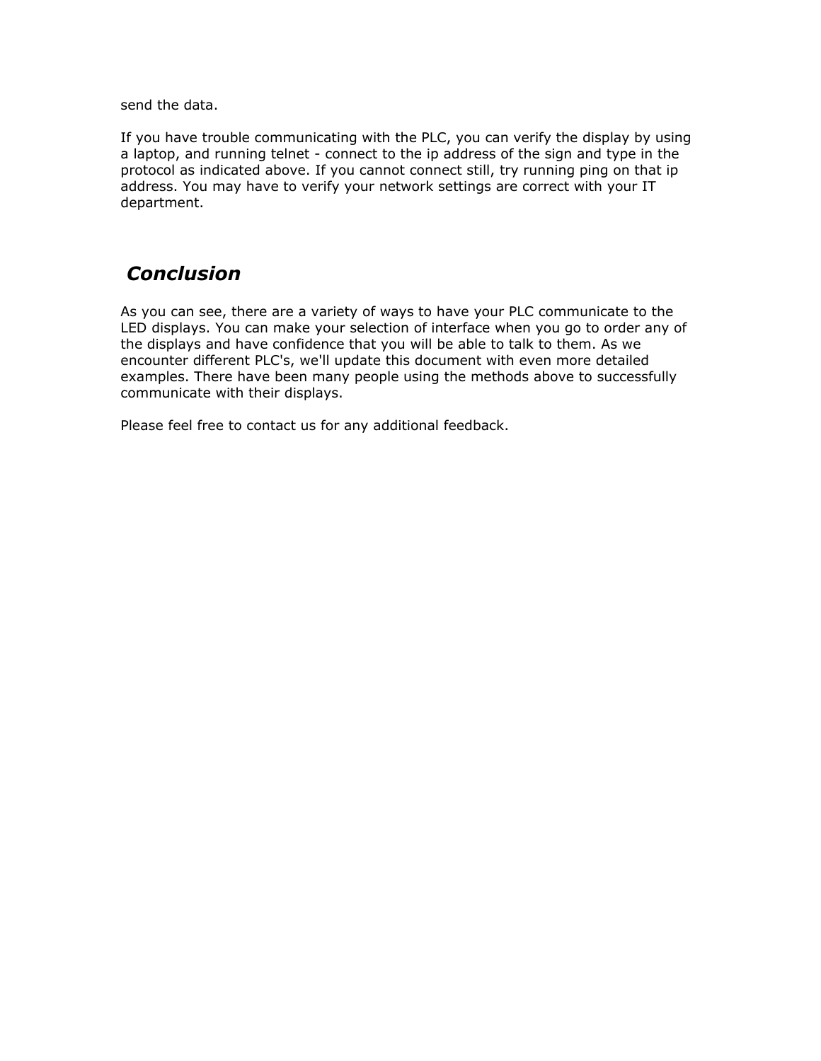send the data.

If you have trouble communicating with the PLC, you can verify the display by using a laptop, and running telnet - connect to the ip address of the sign and type in the protocol as indicated above. If you cannot connect still, try running ping on that ip address. You may have to verify your network settings are correct with your IT department.

## *Conclusion*

As you can see, there are a variety of ways to have your PLC communicate to the LED displays. You can make your selection of interface when you go to order any of the displays and have confidence that you will be able to talk to them. As we encounter different PLC's, we'll update this document with even more detailed examples. There have been many people using the methods above to successfully communicate with their displays.

Please feel free to contact us for any additional feedback.